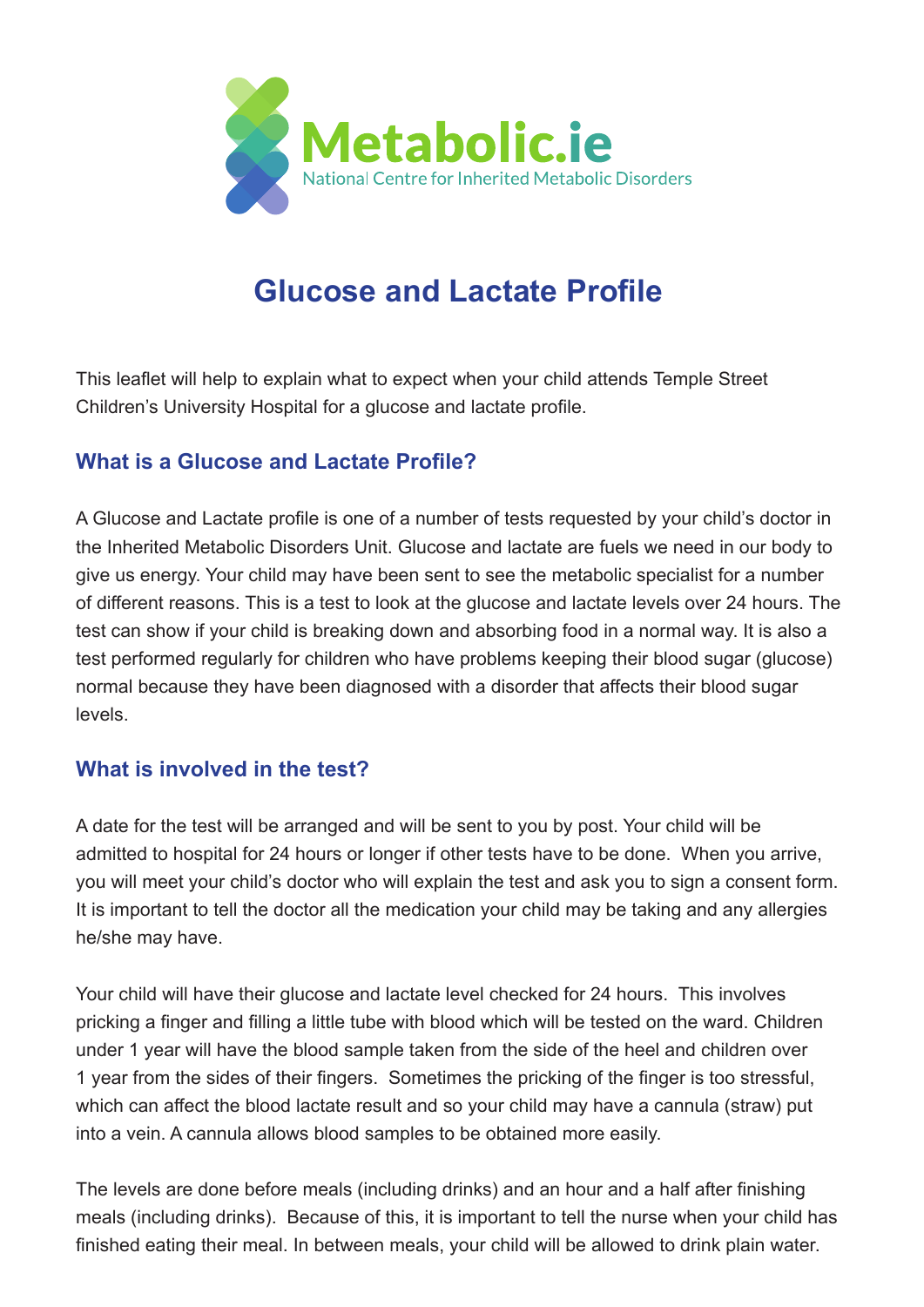Metabolic.ie

National Centre for Inherited Metabolic Disorders

# Glucose and Lactate Profile

This leaflet will help to explain what to expect when your child attends Temple Street Children's University Hospital for a glucose and lactate profile.

## What is a Glucose and Lactate Profile?

A Glucose and Lactate profile is one of a number of tests requested by your child's doctor in the Inherited Metabolic Disorders Unit. Glucose and lactate are fuels we need in our body to give us energy. Your child may have been sent to see the metabolic specialist for a number of different reasons. This is a test to look at the glucose and lactate levels over 24 hours. The test can show if your child is breaking down and absorbing food in a normal way. It is also a test performed regularly for children who have problems keeping their blood sugar (glucose) normal because they have been diagnosed with a disorder that affects their blood sugar levels.

## What is involved in the test?

A date for the test will be arranged and will be sent to you by post. Your child will be admitted to hospital for 24 hours or longer if other tests have to be done. When you arrive, you will meet your child's doctor who will explain the test and ask you to sign a consent form. It is important to tell the doctor all the medication your child may be taking and any allergies he/she may have.

Your child will have their glucose and lactate level checked for 24 hours. This involves pricking a finger and filling a little tube with blood which will be tested on the ward. Children under 1 year will have the blood sample taken from the side of the heel and children over 1 year from the sides of their fingers. Sometimes the pricking of the finger is too stressful, which can affect the blood lactate result and so your child may have a cannula (straw) put into a vein. A cannula allows blood samples to be obtained more easily.

The levels are done before meals (including drinks) and an hour and a half after finishing meals (including drinks). Because of this, it is important to tell the nurse when your child has finished eating their meal. In between meals, your child will be allowed to drink plain water.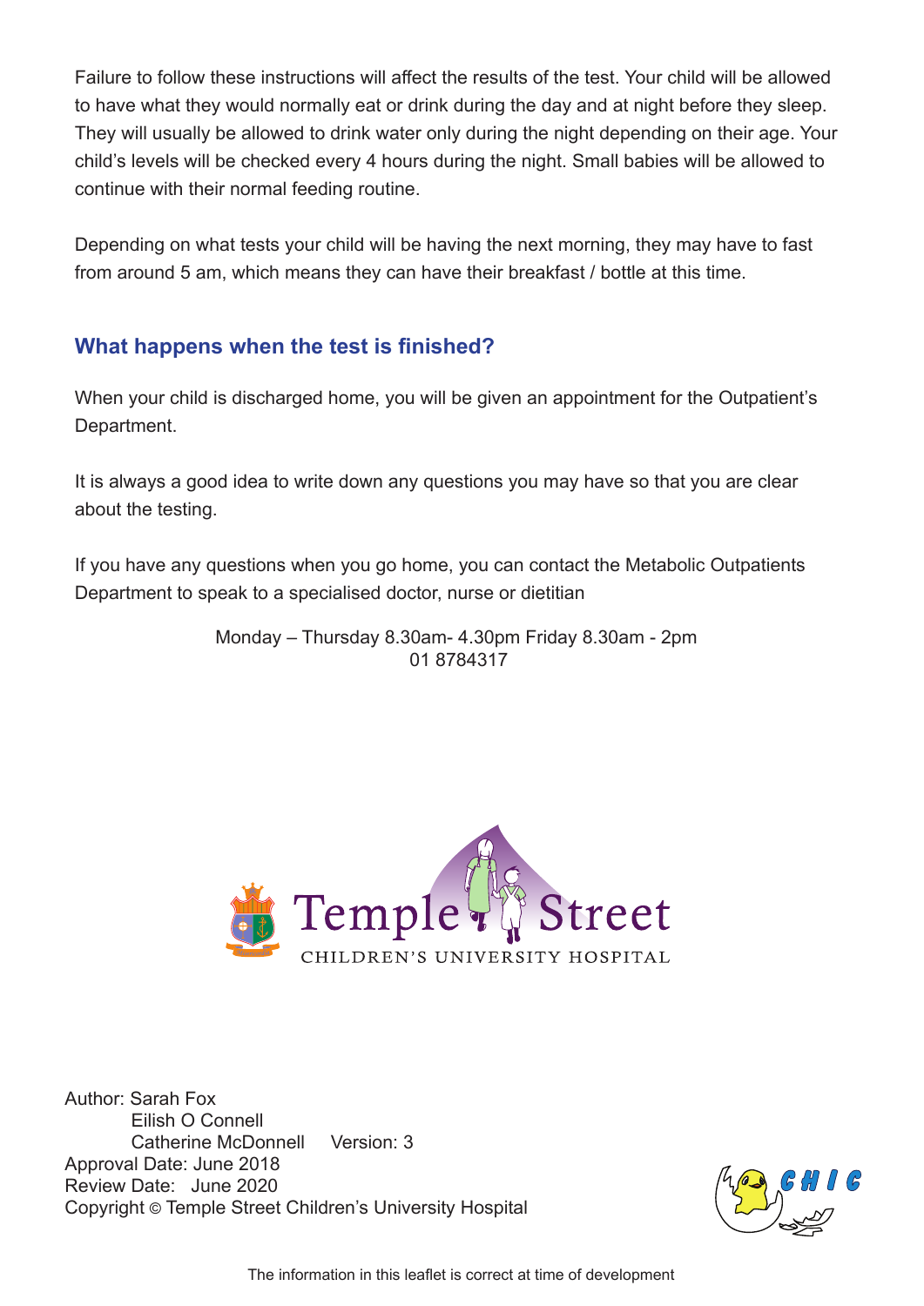Failure to follow these instructions will affect the results of the test. Your child will be allowed to have what they would normally eat or drink during the day and at night before they sleep. They will usually be allowed to drink water only during the night depending on their age. Your child's levels will be checked every 4 hours during the night. Small babies will be allowed to continue with their normal feeding routine.

Depending on what tests your child will be having the next morning, they may have to fast from around 5 am, which means they can have their breakfast / bottle at this time.

## What happens when the test is finished?

When your child is discharged home, you will be given an appointment for the Outpatient's Department.

It is always a good idea to write down any questions you may have so that you are clear about the testing.

If you have any questions when you go home, you can contact the Metabolic Outpatients Department to speak to a specialised doctor, nurse or dietitian

Monday – Thursday 8.30am- 4.30pm Friday 8.30am - 2pm
01 8784317

Temple Street
CHILDREN'S UNIVERSITY HOSPITAL

Author: Sarah Fox
Eilish O Connell
Catherine McDonnell Version: 3
Approval Date: June 2018
Review Date: June 2020
Copyright © Temple Street Children's University Hospital

CHIC

The information in this leaflet is correct at time of development